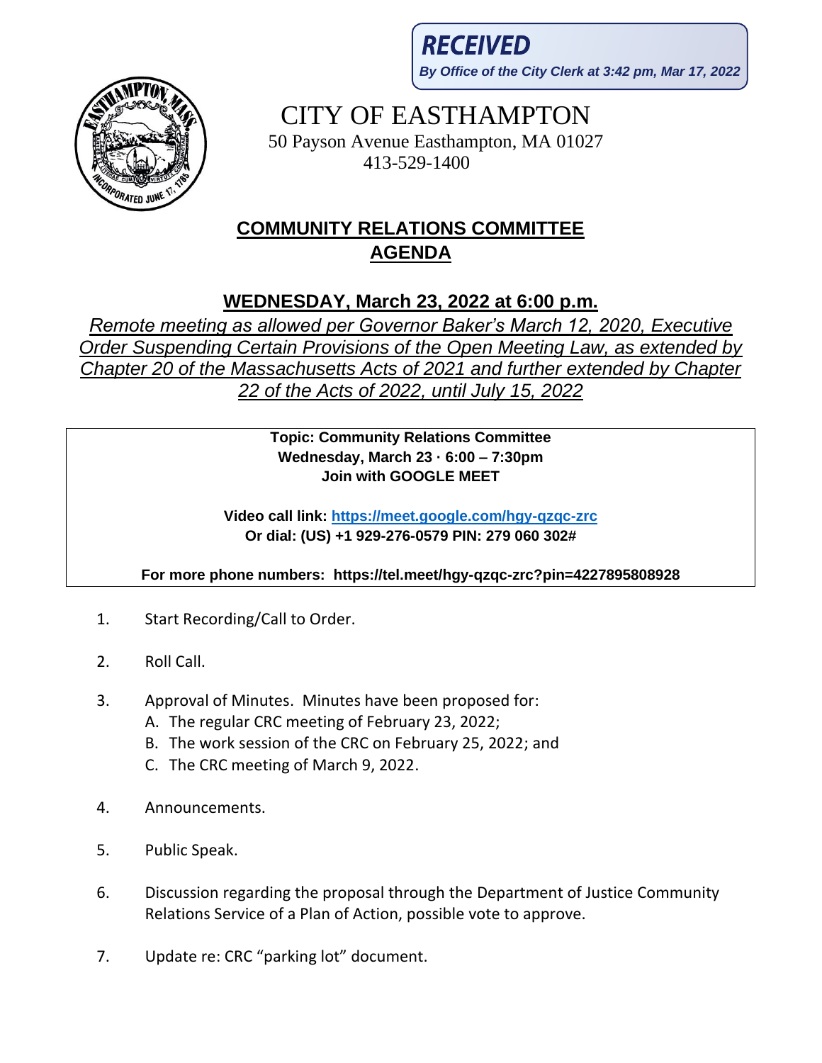**RECEIVED**

*By Office of the City Clerk at 3:42 pm, Mar 17, 2022*

# CITY OF EASTHAMPTON

50 Payson Avenue Easthampton, MA 01027

413-529-1400

## COMMUNITY RELATIONS COMMITTEE AGENDA

### WEDNESDAY, March 23, 2022 at 6:00 p.m.

*Remote meeting as allowed per Governor Baker's March 12, 2020, Executive Order Suspending Certain Provisions of the Open Meeting Law, as extended by Chapter 20 of the Massachusetts Acts of 2021 and further extended by Chapter 22 of the Acts of 2022, until July 15, 2022*

**Topic: Community Relations Committee**
**Wednesday, March 23 · 6:00 – 7:30pm**
**Join with GOOGLE MEET**

**Video call link: https://meet.google.com/hgy-qzqc-zrc**
**Or dial: (US) +1 929-276-0579 PIN: 279 060 302#**

**For more phone numbers: https://tel.meet/hgy-qzqc-zrc?pin=4227895808928**

1. Start Recording/Call to Order.
2. Roll Call.
3. Approval of Minutes. Minutes have been proposed for:
   A. The regular CRC meeting of February 23, 2022;
   B. The work session of the CRC on February 25, 2022; and
   C. The CRC meeting of March 9, 2022.
4. Announcements.
5. Public Speak.
6. Discussion regarding the proposal through the Department of Justice Community Relations Service of a Plan of Action, possible vote to approve.
7. Update re: CRC "parking lot" document.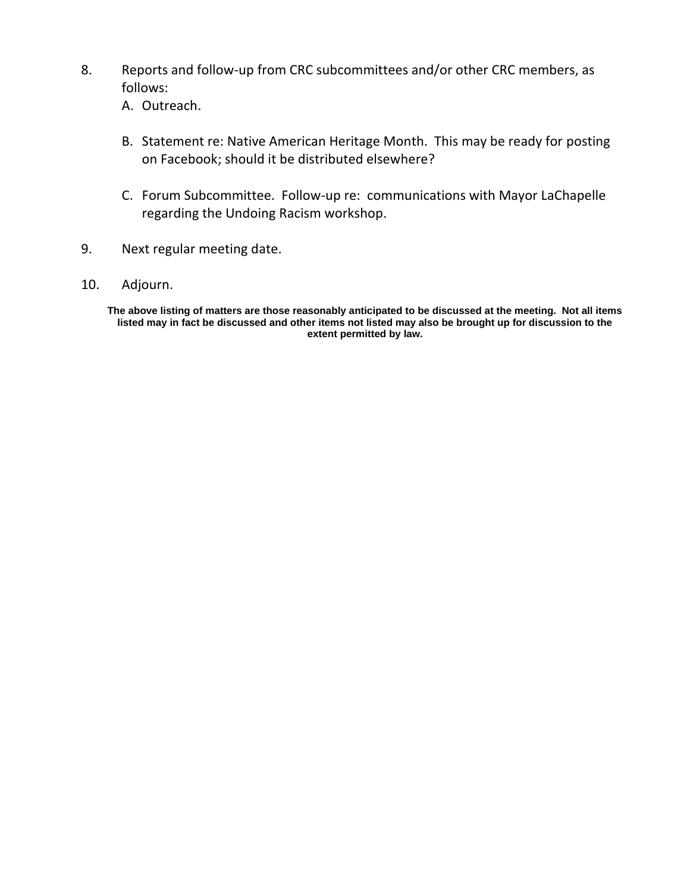8. Reports and follow-up from CRC subcommittees and/or other CRC members, as follows:
   A. Outreach.

   B. Statement re: Native American Heritage Month. This may be ready for posting on Facebook; should it be distributed elsewhere?

   C. Forum Subcommittee. Follow-up re: communications with Mayor LaChapelle regarding the Undoing Racism workshop.

9. Next regular meeting date.

10. Adjourn.

**The above listing of matters are those reasonably anticipated to be discussed at the meeting. Not all items listed may in fact be discussed and other items not listed may also be brought up for discussion to the extent permitted by law.**